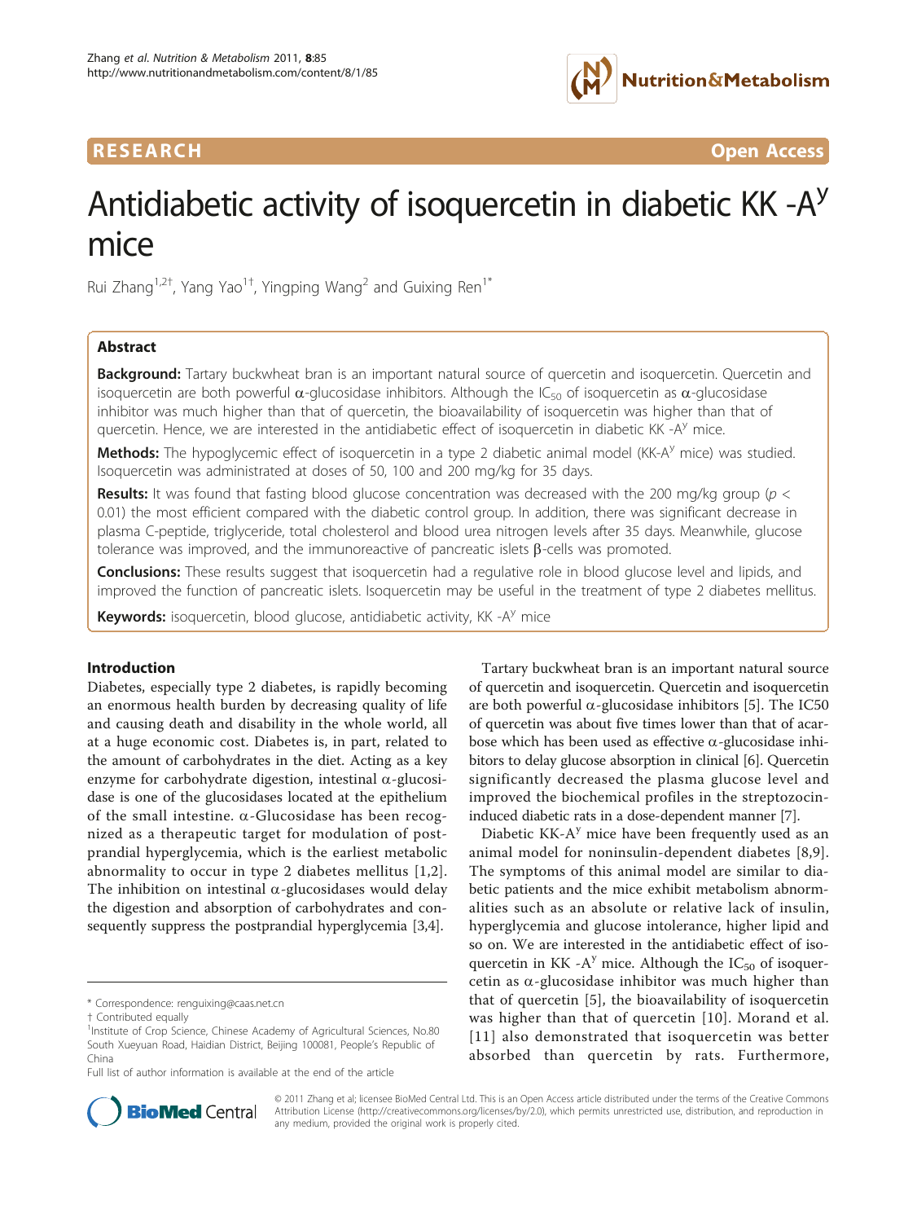**RESEARCH** **Open Access**

# Antidiabetic activity of isoquercetin in diabetic KK -A$^y$ mice

Rui Zhang[1,2†], Yang Yao[1†], Yingping Wang[2] and Guixing Ren[1*]

## Abstract

**Background:** Tartary buckwheat bran is an important natural source of quercetin and isoquercetin. Quercetin and isoquercetin are both powerful α-glucosidase inhibitors. Although the $IC_{50}$ of isoquercetin as α-glucosidase inhibitor was much higher than that of quercetin, the bioavailability of isoquercetin was higher than that of quercetin. Hence, we are interested in the antidiabetic effect of isoquercetin in diabetic KK -A$^y$ mice.

**Methods:** The hypoglycemic effect of isoquercetin in a type 2 diabetic animal model (KK-A$^y$ mice) was studied. Isoquercetin was administrated at doses of 50, 100 and 200 mg/kg for 35 days.

**Results:** It was found that fasting blood glucose concentration was decreased with the 200 mg/kg group ($p <$ 0.01) the most efficient compared with the diabetic control group. In addition, there was significant decrease in plasma C-peptide, triglyceride, total cholesterol and blood urea nitrogen levels after 35 days. Meanwhile, glucose tolerance was improved, and the immunoreactive of pancreatic islets β-cells was promoted.

**Conclusions:** These results suggest that isoquercetin had a regulative role in blood glucose level and lipids, and improved the function of pancreatic islets. Isoquercetin may be useful in the treatment of type 2 diabetes mellitus.

**Keywords:** isoquercetin, blood glucose, antidiabetic activity, KK -A$^y$ mice

## Introduction

Diabetes, especially type 2 diabetes, is rapidly becoming an enormous health burden by decreasing quality of life and causing death and disability in the whole world, all at a huge economic cost. Diabetes is, in part, related to the amount of carbohydrates in the diet. Acting as a key enzyme for carbohydrate digestion, intestinal α-glucosidase is one of the glucosidases located at the epithelium of the small intestine. α-Glucosidase has been recognized as a therapeutic target for modulation of postprandial hyperglycemia, which is the earliest metabolic abnormality to occur in type 2 diabetes mellitus [1,2]. The inhibition on intestinal α-glucosidases would delay the digestion and absorption of carbohydrates and consequently suppress the postprandial hyperglycemia [3,4].

Tartary buckwheat bran is an important natural source of quercetin and isoquercetin. Quercetin and isoquercetin are both powerful α-glucosidase inhibitors [5]. The IC50 of quercetin was about five times lower than that of acarbose which has been used as effective α-glucosidase inhibitors to delay glucose absorption in clinical [6]. Quercetin significantly decreased the plasma glucose level and improved the biochemical profiles in the streptozocin-induced diabetic rats in a dose-dependent manner [7].

Diabetic KK-A$^y$ mice have been frequently used as an animal model for noninsulin-dependent diabetes [8,9]. The symptoms of this animal model are similar to diabetic patients and the mice exhibit metabolism abnormalities such as an absolute or relative lack of insulin, hyperglycemia and glucose intolerance, higher lipid and so on. We are interested in the antidiabetic effect of isoquercetin in KK -A$^y$ mice. Although the $IC_{50}$ of isoquercetin as α-glucosidase inhibitor was much higher than that of quercetin [5], the bioavailability of isoquercetin was higher than that of quercetin [10]. Morand et al. [11] also demonstrated that isoquercetin was better absorbed than quercetin by rats. Furthermore,

\* Correspondence: renguixing@caas.net.cn

† Contributed equally

[1]Institute of Crop Science, Chinese Academy of Agricultural Sciences, No.80 South Xueyuan Road, Haidian District, Beijing 100081, People's Republic of China

Full list of author information is available at the end of the article

© 2011 Zhang et al; licensee BioMed Central Ltd. This is an Open Access article distributed under the terms of the Creative Commons Attribution License (http://creativecommons.org/licenses/by/2.0), which permits unrestricted use, distribution, and reproduction in any medium, provided the original work is properly cited.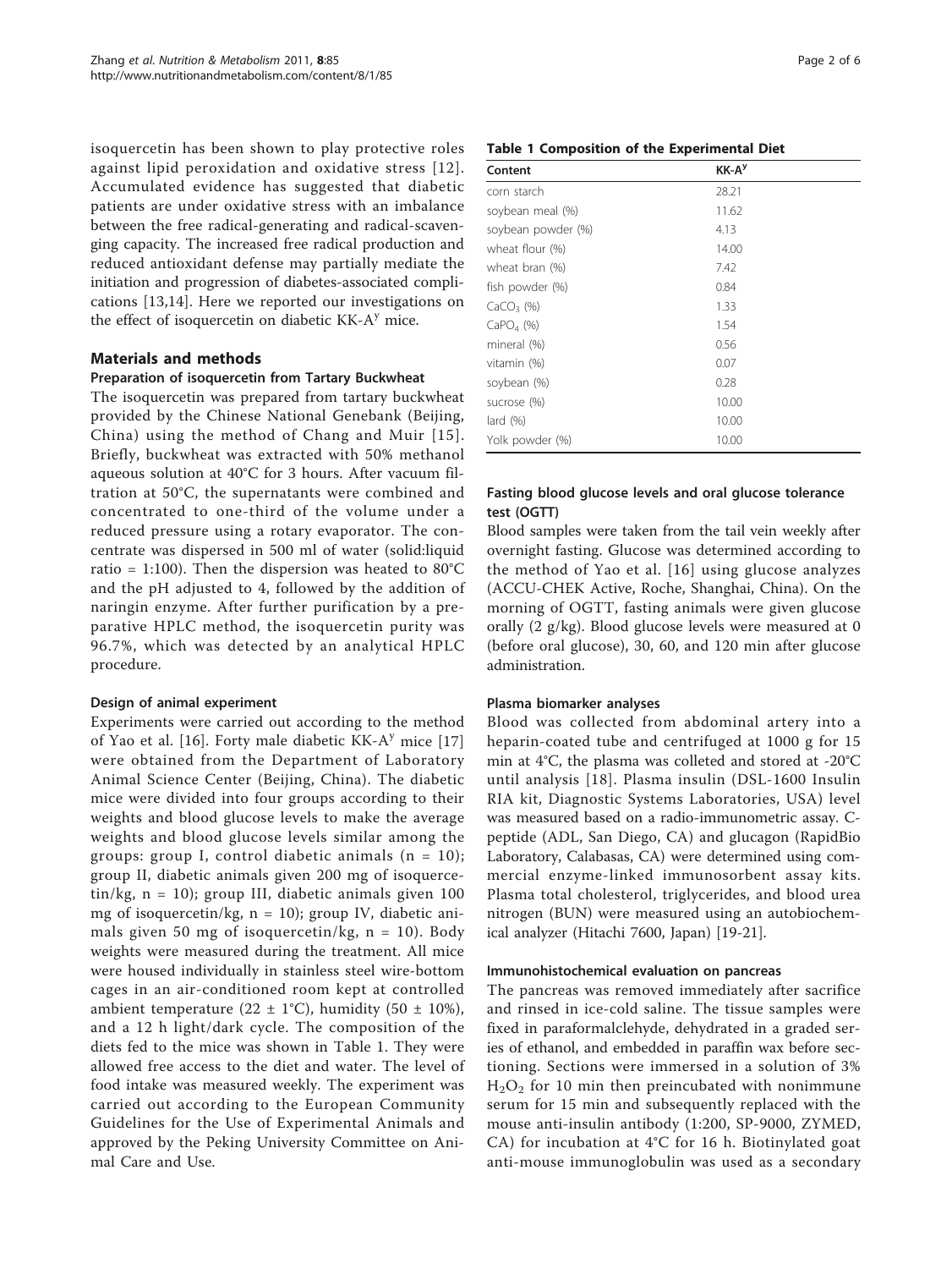isoquercetin has been shown to play protective roles against lipid peroxidation and oxidative stress [12]. Accumulated evidence has suggested that diabetic patients are under oxidative stress with an imbalance between the free radical-generating and radical-scavenging capacity. The increased free radical production and reduced antioxidant defense may partially mediate the initiation and progression of diabetes-associated complications [13,14]. Here we reported our investigations on the effect of isoquercetin on diabetic KK-$A^y$ mice.

## Materials and methods

### Preparation of isoquercetin from Tartary Buckwheat

The isoquercetin was prepared from tartary buckwheat provided by the Chinese National Genebank (Beijing, China) using the method of Chang and Muir [15]. Briefly, buckwheat was extracted with 50% methanol aqueous solution at 40°C for 3 hours. After vacuum filtration at 50°C, the supernatants were combined and concentrated to one-third of the volume under a reduced pressure using a rotary evaporator. The concentrate was dispersed in 500 ml of water (solid:liquid ratio = 1:100). Then the dispersion was heated to 80°C and the pH adjusted to 4, followed by the addition of naringin enzyme. After further purification by a preparative HPLC method, the isoquercetin purity was 96.7%, which was detected by an analytical HPLC procedure.

### Design of animal experiment

Experiments were carried out according to the method of Yao et al. [16]. Forty male diabetic KK-$A^y$ mice [17] were obtained from the Department of Laboratory Animal Science Center (Beijing, China). The diabetic mice were divided into four groups according to their weights and blood glucose levels to make the average weights and blood glucose levels similar among the groups: group I, control diabetic animals (n = 10); group II, diabetic animals given 200 mg of isoquercetin/kg, n = 10); group III, diabetic animals given 100 mg of isoquercetin/kg, n = 10); group IV, diabetic animals given 50 mg of isoquercetin/kg, n = 10). Body weights were measured during the treatment. All mice were housed individually in stainless steel wire-bottom cages in an air-conditioned room kept at controlled ambient temperature (22 ± 1°C), humidity (50 ± 10%), and a 12 h light/dark cycle. The composition of the diets fed to the mice was shown in Table 1. They were allowed free access to the diet and water. The level of food intake was measured weekly. The experiment was carried out according to the European Community Guidelines for the Use of Experimental Animals and approved by the Peking University Committee on Animal Care and Use.

**Table 1 Composition of the Experimental Diet**

| Content | KK-$A^y$ |
|---|---|
| corn starch | 28.21 |
| soybean meal (%) | 11.62 |
| soybean powder (%) | 4.13 |
| wheat flour (%) | 14.00 |
| wheat bran (%) | 7.42 |
| fish powder (%) | 0.84 |
| $CaCO_3$ (%) | 1.33 |
| $CaPO_4$ (%) | 1.54 |
| mineral (%) | 0.56 |
| vitamin (%) | 0.07 |
| soybean (%) | 0.28 |
| sucrose (%) | 10.00 |
| lard (%) | 10.00 |
| Yolk powder (%) | 10.00 |

### Fasting blood glucose levels and oral glucose tolerance test (OGTT)

Blood samples were taken from the tail vein weekly after overnight fasting. Glucose was determined according to the method of Yao et al. [16] using glucose analyzes (ACCU-CHEK Active, Roche, Shanghai, China). On the morning of OGTT, fasting animals were given glucose orally (2 g/kg). Blood glucose levels were measured at 0 (before oral glucose), 30, 60, and 120 min after glucose administration.

### Plasma biomarker analyses

Blood was collected from abdominal artery into a heparin-coated tube and centrifuged at 1000 g for 15 min at 4°C, the plasma was colleted and stored at -20°C until analysis [18]. Plasma insulin (DSL-1600 Insulin RIA kit, Diagnostic Systems Laboratories, USA) level was measured based on a radio-immunometric assay. C-peptide (ADL, San Diego, CA) and glucagon (RapidBio Laboratory, Calabasas, CA) were determined using commercial enzyme-linked immunosorbent assay kits. Plasma total cholesterol, triglycerides, and blood urea nitrogen (BUN) were measured using an autobiochemical analyzer (Hitachi 7600, Japan) [19-21].

### Immunohistochemical evaluation on pancreas

The pancreas was removed immediately after sacrifice and rinsed in ice-cold saline. The tissue samples were fixed in paraformalclehyde, dehydrated in a graded series of ethanol, and embedded in paraffin wax before sectioning. Sections were immersed in a solution of 3% $H_2O_2$ for 10 min then preincubated with nonimmune serum for 15 min and subsequently replaced with the mouse anti-insulin antibody (1:200, SP-9000, ZYMED, CA) for incubation at 4°C for 16 h. Biotinylated goat anti-mouse immunoglobulin was used as a secondary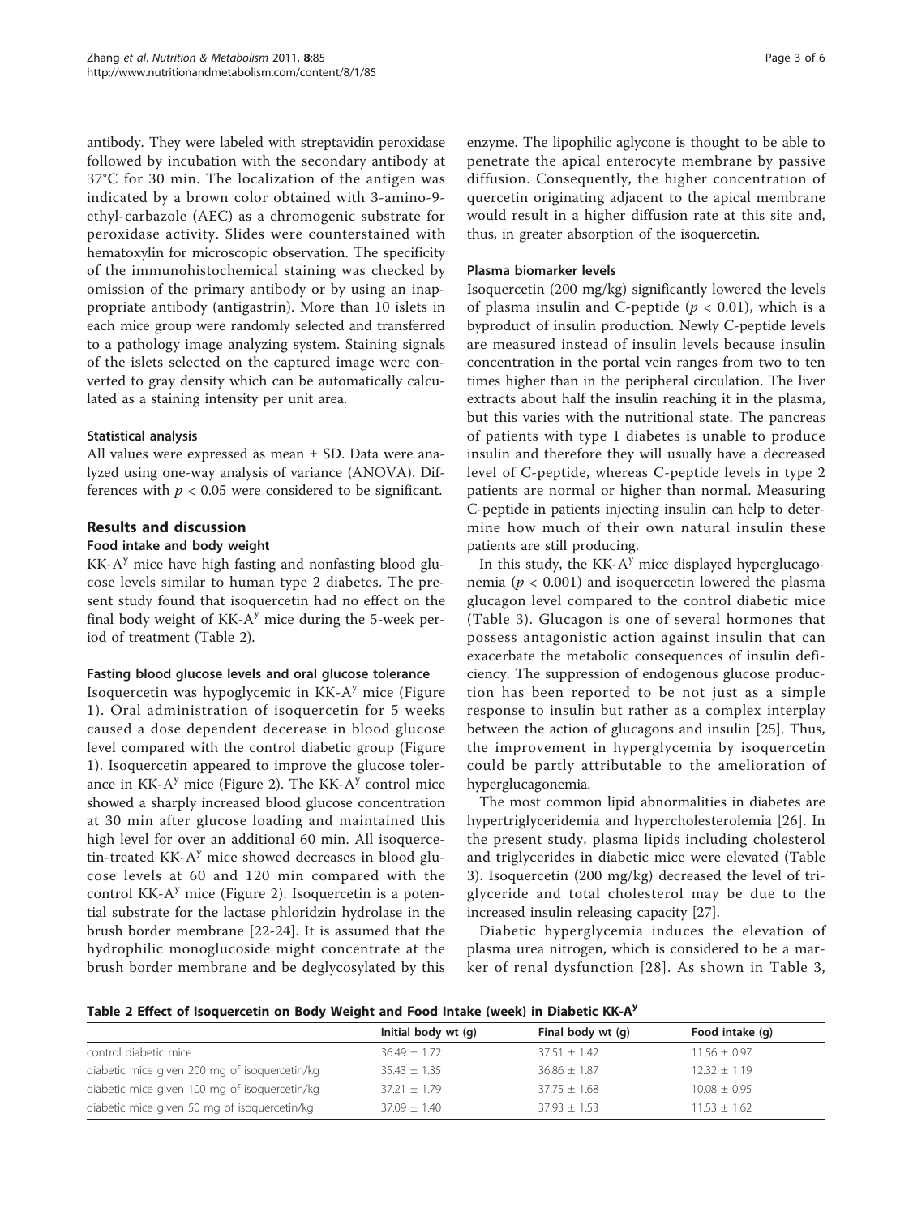antibody. They were labeled with streptavidin peroxidase followed by incubation with the secondary antibody at 37°C for 30 min. The localization of the antigen was indicated by a brown color obtained with 3-amino-9-ethyl-carbazole (AEC) as a chromogenic substrate for peroxidase activity. Slides were counterstained with hematoxylin for microscopic observation. The specificity of the immunohistochemical staining was checked by omission of the primary antibody or by using an inappropriate antibody (antigastrin). More than 10 islets in each mice group were randomly selected and transferred to a pathology image analyzing system. Staining signals of the islets selected on the captured image were converted to gray density which can be automatically calculated as a staining intensity per unit area.

### Statistical analysis

All values were expressed as mean ± SD. Data were analyzed using one-way analysis of variance (ANOVA). Differences with $p < 0.05$ were considered to be significant.

## Results and discussion

### Food intake and body weight

KK-A$^y$ mice have high fasting and nonfasting blood glucose levels similar to human type 2 diabetes. The present study found that isoquercetin had no effect on the final body weight of KK-A$^y$ mice during the 5-week period of treatment (Table 2).

### Fasting blood glucose levels and oral glucose tolerance

Isoquercetin was hypoglycemic in KK-A$^y$ mice (Figure 1). Oral administration of isoquercetin for 5 weeks caused a dose dependent decerease in blood glucose level compared with the control diabetic group (Figure 1). Isoquercetin appeared to improve the glucose tolerance in KK-A$^y$ mice (Figure 2). The KK-A$^y$ control mice showed a sharply increased blood glucose concentration at 30 min after glucose loading and maintained this high level for over an additional 60 min. All isoquercetin-treated KK-A$^y$ mice showed decreases in blood glucose levels at 60 and 120 min compared with the control KK-A$^y$ mice (Figure 2). Isoquercetin is a potential substrate for the lactase phloridzin hydrolase in the brush border membrane [22-24]. It is assumed that the hydrophilic monoglucoside might concentrate at the brush border membrane and be deglycosylated by this enzyme. The lipophilic aglycone is thought to be able to penetrate the apical enterocyte membrane by passive diffusion. Consequently, the higher concentration of quercetin originating adjacent to the apical membrane would result in a higher diffusion rate at this site and, thus, in greater absorption of the isoquercetin.

### Plasma biomarker levels

Isoquercetin (200 mg/kg) significantly lowered the levels of plasma insulin and C-peptide ($p < 0.01$), which is a byproduct of insulin production. Newly C-peptide levels are measured instead of insulin levels because insulin concentration in the portal vein ranges from two to ten times higher than in the peripheral circulation. The liver extracts about half the insulin reaching it in the plasma, but this varies with the nutritional state. The pancreas of patients with type 1 diabetes is unable to produce insulin and therefore they will usually have a decreased level of C-peptide, whereas C-peptide levels in type 2 patients are normal or higher than normal. Measuring C-peptide in patients injecting insulin can help to determine how much of their own natural insulin these patients are still producing.

In this study, the KK-A$^y$ mice displayed hyperglucagonemia ($p < 0.001$) and isoquercetin lowered the plasma glucagon level compared to the control diabetic mice (Table 3). Glucagon is one of several hormones that possess antagonistic action against insulin that can exacerbate the metabolic consequences of insulin deficiency. The suppression of endogenous glucose production has been reported to be not just as a simple response to insulin but rather as a complex interplay between the action of glucagons and insulin [25]. Thus, the improvement in hyperglycemia by isoquercetin could be partly attributable to the amelioration of hyperglucagonemia.

The most common lipid abnormalities in diabetes are hypertriglyceridemia and hypercholesterolemia [26]. In the present study, plasma lipids including cholesterol and triglycerides in diabetic mice were elevated (Table 3). Isoquercetin (200 mg/kg) decreased the level of triglyceride and total cholesterol may be due to the increased insulin releasing capacity [27].

Diabetic hyperglycemia induces the elevation of plasma urea nitrogen, which is considered to be a marker of renal dysfunction [28]. As shown in Table 3,

**Table 2 Effect of Isoquercetin on Body Weight and Food Intake (week) in Diabetic KK-A$^y$**

| | Initial body wt (g) | Final body wt (g) | Food intake (g) |
|---|---|---|---|
| control diabetic mice | 36.49 ± 1.72 | 37.51 ± 1.42 | 11.56 ± 0.97 |
| diabetic mice given 200 mg of isoquercetin/kg | 35.43 ± 1.35 | 36.86 ± 1.87 | 12.32 ± 1.19 |
| diabetic mice given 100 mg of isoquercetin/kg | 37.21 ± 1.79 | 37.75 ± 1.68 | 10.08 ± 0.95 |
| diabetic mice given 50 mg of isoquercetin/kg | 37.09 ± 1.40 | 37.93 ± 1.53 | 11.53 ± 1.62 |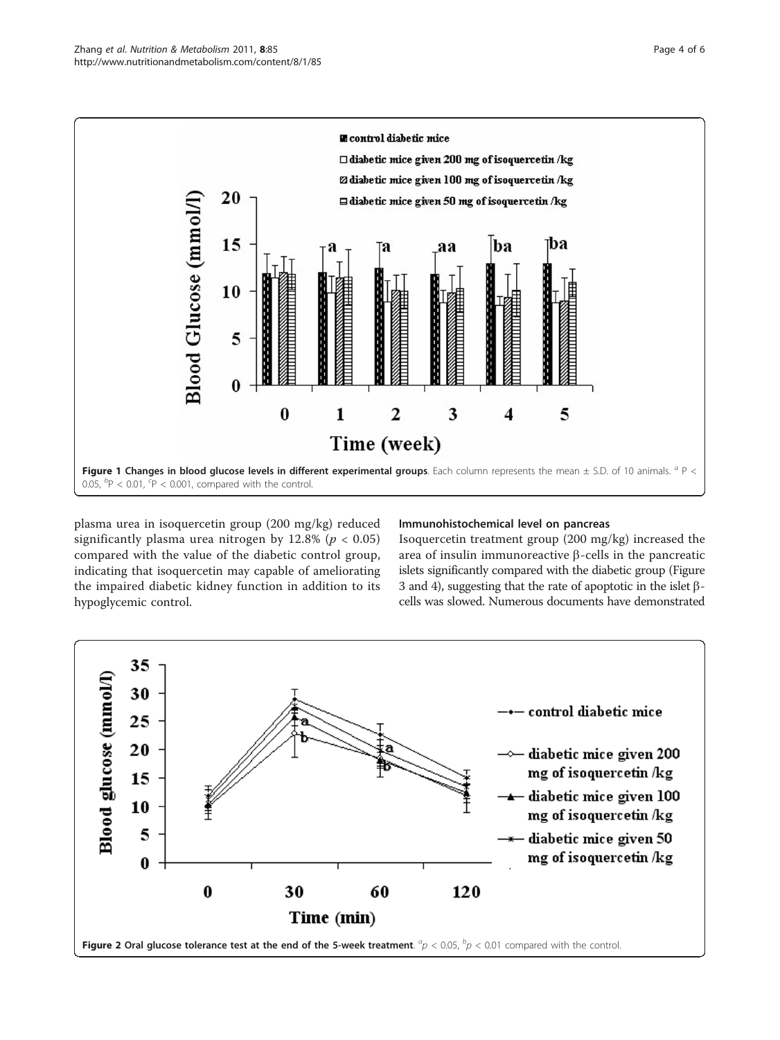Figure 1 Changes in blood glucose levels in different experimental groups. Each column represents the mean ± S.D. of 10 animals. [a] P < 0.05, [b]P < 0.01, [c]P < 0.001, compared with the control.

plasma urea in isoquercetin group (200 mg/kg) reduced significantly plasma urea nitrogen by 12.8% ($p < 0.05$) compared with the value of the diabetic control group, indicating that isoquercetin may capable of ameliorating the impaired diabetic kidney function in addition to its hypoglycemic control.

### Immunohistochemical level on pancreas

Isoquercetin treatment group (200 mg/kg) increased the area of insulin immunoreactive β-cells in the pancreatic islets significantly compared with the diabetic group (Figure 3 and 4), suggesting that the rate of apoptotic in the islet β-cells was slowed. Numerous documents have demonstrated

Figure 2 Oral glucose tolerance test at the end of the 5-week treatment. [a]$p < 0.05$, [b]$p < 0.01$ compared with the control.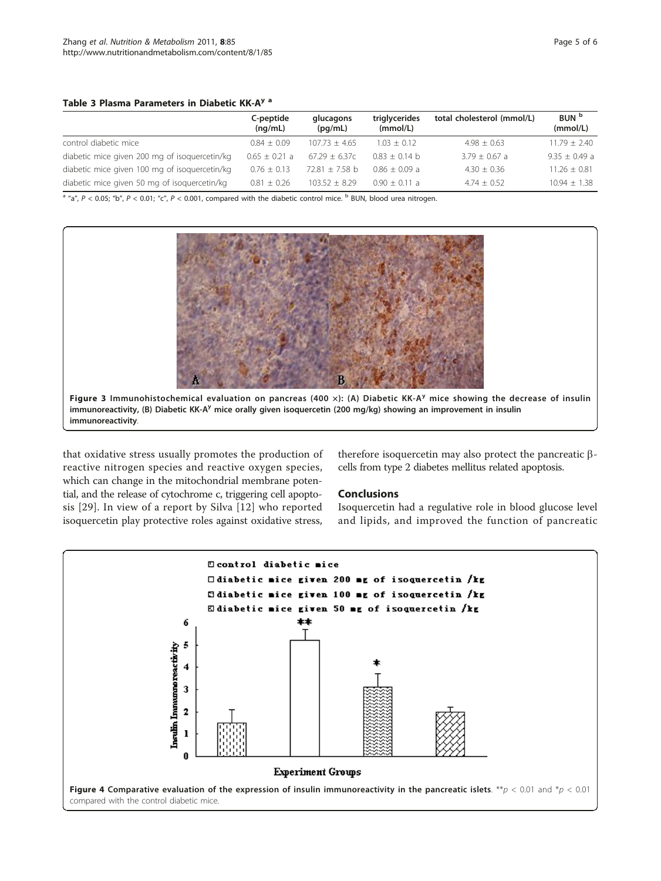**Table 3 Plasma Parameters in Diabetic KK-A$^y$ [a]**

| | C-peptide (ng/mL) | glucagons (pg/mL) | triglycerides (mmol/L) | total cholesterol (mmol/L) | BUN [b] (mmol/L) |
|---|---|---|---|---|---|
| control diabetic mice | 0.84 ± 0.09 | 107.73 ± 4.65 | 1.03 ± 0.12 | 4.98 ± 0.63 | 11.79 ± 2.40 |
| diabetic mice given 200 mg of isoquercetin/kg | 0.65 ± 0.21 a | 67.29 ± 6.37c | 0.83 ± 0.14 b | 3.79 ± 0.67 a | 9.35 ± 0.49 a |
| diabetic mice given 100 mg of isoquercetin/kg | 0.76 ± 0.13 | 72.81 ± 7.58 b | 0.86 ± 0.09 a | 4.30 ± 0.36 | 11.26 ± 0.81 |
| diabetic mice given 50 mg of isoquercetin/kg | 0.81 ± 0.26 | 103.52 ± 8.29 | 0.90 ± 0.11 a | 4.74 ± 0.52 | 10.94 ± 1.38 |

[a] "a", $P < 0.05$; "b", $P < 0.01$; "c", $P < 0.001$, compared with the diabetic control mice. [b] BUN, blood urea nitrogen.

**Figure 3 Immunohistochemical evaluation on pancreas (400 ×): (A) Diabetic KK-A$^y$ mice showing the decrease of insulin immunoreactivity, (B) Diabetic KK-A$^y$ mice orally given isoquercetin (200 mg/kg) showing an improvement in insulin immunoreactivity**.

that oxidative stress usually promotes the production of reactive nitrogen species and reactive oxygen species, which can change in the mitochondrial membrane potential, and the release of cytochrome c, triggering cell apoptosis [29]. In view of a report by Silva [12] who reported isoquercetin play protective roles against oxidative stress, therefore isoquercetin may also protect the pancreatic β-cells from type 2 diabetes mellitus related apoptosis.

## Conclusions

Isoquercetin had a regulative role in blood glucose level and lipids, and improved the function of pancreatic

**Figure 4 Comparative evaluation of the expression of insulin immunoreactivity in the pancreatic islets**. $^{**}p < 0.01$ and $^{*}p < 0.01$ compared with the control diabetic mice.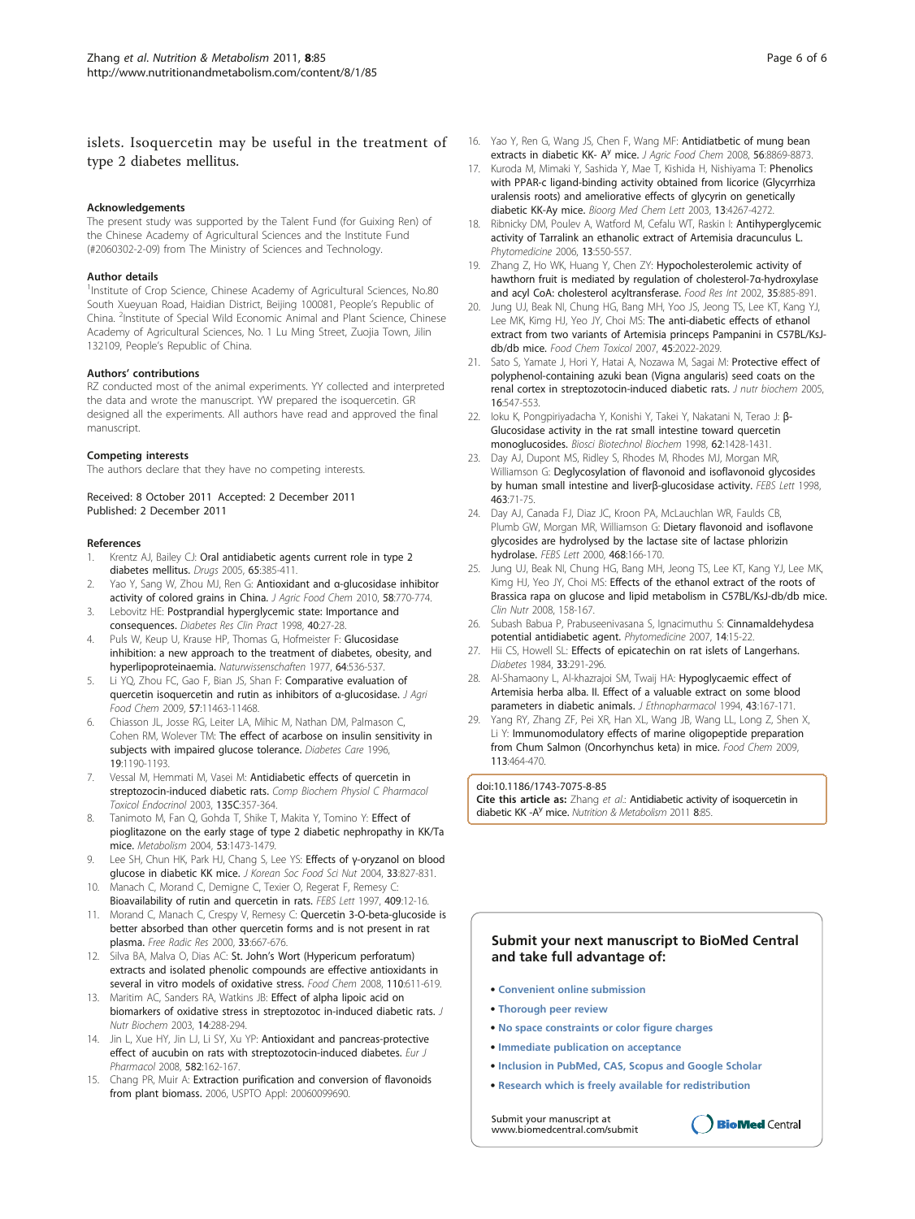islets. Isoquercetin may be useful in the treatment of type 2 diabetes mellitus.

#### Acknowledgements

The present study was supported by the Talent Fund (for Guixing Ren) of the Chinese Academy of Agricultural Sciences and the Institute Fund (#2060302-2-09) from The Ministry of Sciences and Technology.

#### Author details

[1]Institute of Crop Science, Chinese Academy of Agricultural Sciences, No.80 South Xueyuan Road, Haidian District, Beijing 100081, People's Republic of China. [2]Institute of Special Wild Economic Animal and Plant Science, Chinese Academy of Agricultural Sciences, No. 1 Lu Ming Street, Zuojia Town, Jilin 132109, People's Republic of China.

#### Authors' contributions

RZ conducted most of the animal experiments. YY collected and interpreted the data and wrote the manuscript. YW prepared the isoquercetin. GR designed all the experiments. All authors have read and approved the final manuscript.

#### Competing interests

The authors declare that they have no competing interests.

Received: 8 October 2011 Accepted: 2 December 2011
Published: 2 December 2011

#### References

1. Krentz AJ, Bailey CJ: **Oral antidiabetic agents current role in type 2 diabetes mellitus.** *Drugs* 2005, **65**:385-411.
2. Yao Y, Sang W, Zhou MJ, Ren G: **Antioxidant and α-glucosidase inhibitor activity of colored grains in China.** *J Agric Food Chem* 2010, **58**:770-774.
3. Lebovitz HE: **Postprandial hyperglycemic state: Importance and consequences.** *Diabetes Res Clin Pract* 1998, **40**:27-28.
4. Puls W, Keup U, Krause HP, Thomas G, Hofmeister F: **Glucosidase inhibition: a new approach to the treatment of diabetes, obesity, and hyperlipoproteinaemia.** *Naturwissenschaften* 1977, **64**:536-537.
5. Li YQ, Zhou FC, Gao F, Bian JS, Shan F: **Comparative evaluation of quercetin isoquercetin and rutin as inhibitors of α-glucosidase.** *J Agri Food Chem* 2009, **57**:11463-11468.
6. Chiasson JL, Josse RG, Leiter LA, Mihic M, Nathan DM, Palmason C, Cohen RM, Wolever TM: **The effect of acarbose on insulin sensitivity in subjects with impaired glucose tolerance.** *Diabetes Care* 1996, **19**:1190-1193.
7. Vessal M, Hemmati M, Vasei M: **Antidiabetic effects of quercetin in streptozocin-induced diabetic rats.** *Comp Biochem Physiol C Pharmacol Toxicol Endocrinol* 2003, **135C**:357-364.
8. Tanimoto M, Fan Q, Gohda T, Shike T, Makita Y, Tomino Y: **Effect of pioglitazone on the early stage of type 2 diabetic nephropathy in KK/Ta mice.** *Metabolism* 2004, **53**:1473-1479.
9. Lee SH, Chun HK, Park HJ, Chang S, Lee YS: **Effects of γ-oryzanol on blood glucose in diabetic KK mice.** *J Korean Soc Food Sci Nut* 2004, **33**:827-831.
10. Manach C, Morand C, Demigne C, Texier O, Regerat F, Remesy C: **Bioavailability of rutin and quercetin in rats.** *FEBS Lett* 1997, **409**:12-16.
11. Morand C, Manach C, Crespy V, Remesy C: **Quercetin 3-O-beta-glucoside is better absorbed than other quercetin forms and is not present in rat plasma.** *Free Radic Res* 2000, **33**:667-676.
12. Silva BA, Malva O, Dias AC: **St. John's Wort (Hypericum perforatum) extracts and isolated phenolic compounds are effective antioxidants in several in vitro models of oxidative stress.** *Food Chem* 2008, **110**:611-619.
13. Maritim AC, Sanders RA, Watkins JB: **Effect of alpha lipoic acid on biomarkers of oxidative stress in streptozotoc in-induced diabetic rats.** *J Nutr Biochem* 2003, **14**:288-294.
14. Jin L, Xue HY, Jin LJ, Li SY, Xu YP: **Antioxidant and pancreas-protective effect of aucubin on rats with streptozotocin-induced diabetes.** *Eur J Pharmacol* 2008, **582**:162-167.
15. Chang PR, Muir A: **Extraction purification and conversion of flavonoids from plant biomass.** 2006, USPTO Appl: 20060099690.
16. Yao Y, Ren G, Wang JS, Chen F, Wang MF: **Antidiatbetic of mung bean extracts in diabetic KK- A$^{y}$ mice.** *J Agric Food Chem* 2008, **56**:8869-8873.
17. Kuroda M, Mimaki Y, Sashida Y, Mae T, Kishida H, Nishiyama T: **Phenolics with PPAR-c ligand-binding activity obtained from licorice (Glycyrrhiza uralensis roots) and ameliorative effects of glycyrin on genetically diabetic KK-Ay mice.** *Bioorg Med Chem Lett* 2003, **13**:4267-4272.
18. Ribnicky DM, Poulev A, Watford M, Cefalu WT, Raskin I: **Antihyperglycemic activity of Tarralink an ethanolic extract of Artemisia dracunculus L.** *Phytomedicine* 2006, **13**:550-557.
19. Zhang Z, Ho WK, Huang Y, Chen ZY: **Hypocholesterolemic activity of hawthorn fruit is mediated by regulation of cholesterol-7α-hydroxylase and acyl CoA: cholesterol acyltransferase.** *Food Res Int* 2002, **35**:885-891.
20. Jung UJ, Beak NI, Chung HG, Bang MH, Yoo JS, Jeong TS, Lee KT, Kang YJ, Lee MK, Kimg HJ, Yeo JY, Choi MS: **The anti-diabetic effects of ethanol extract from two variants of Artemisia princeps Pampanini in C57BL/KsJ-db/db mice.** *Food Chem Toxicol* 2007, **45**:2022-2029.
21. Sato S, Yamate J, Hori Y, Hatai A, Nozawa M, Sagai M: **Protective effect of polyphenol-containing azuki bean (Vigna angularis) seed coats on the renal cortex in streptozotocin-induced diabetic rats.** *J nutr biochem* 2005, **16**:547-553.
22. Ioku K, Pongpiriyadacha Y, Konishi Y, Takei Y, Nakatani N, Terao J: **β-Glucosidase activity in the rat small intestine toward quercetin monoglucosides.** *Biosci Biotechnol Biochem* 1998, **62**:1428-1431.
23. Day AJ, Dupont MS, Ridley S, Rhodes M, Rhodes MJ, Morgan MR, Williamson G: **Deglycosylation of flavonoid and isoflavonoid glycosides by human small intestine and liverβ-glucosidase activity.** *FEBS Lett* 1998, **463**:71-75.
24. Day AJ, Canada FJ, Diaz JC, Kroon PA, McLauchlan WR, Faulds CB, Plumb GW, Morgan MR, Williamson G: **Dietary flavonoid and isoflavone glycosides are hydrolysed by the lactase site of lactase phlorizin hydrolase.** *FEBS Lett* 2000, **468**:166-170.
25. Jung UJ, Beak NI, Chung HG, Bang MH, Jeong TS, Lee KT, Kang YJ, Lee MK, Kimg HJ, Yeo JY, Choi MS: **Effects of the ethanol extract of the roots of Brassica rapa on glucose and lipid metabolism in C57BL/KsJ-db/db mice.** *Clin Nutr* 2008, 158-167.
26. Subash Babua P, Prabuseenivasana S, Ignacimuthu S: **Cinnamaldehydesa potential antidiabetic agent.** *Phytomedicine* 2007, **14**:15-22.
27. Hii CS, Howell SL: **Effects of epicatechin on rat islets of Langerhans.** *Diabetes* 1984, **33**:291-296.
28. Al-Shamaony L, Al-khazrajoi SM, Twaij HA: **Hypoglycaemic effect of Artemisia herba alba. II. Effect of a valuable extract on some blood parameters in diabetic animals.** *J Ethnopharmacol* 1994, **43**:167-171.
29. Yang RY, Zhang ZF, Pei XR, Han XL, Wang JB, Wang LL, Long Z, Shen X, Li Y: **Immunomodulatory effects of marine oligopeptide preparation from Chum Salmon (Oncorhynchus keta) in mice.** *Food Chem* 2009, **113**:464-470.

doi:10.1186/1743-7075-8-85
**Cite this article as:** Zhang *et al.*: **Antidiabetic activity of isoquercetin in diabetic KK -A$^{y}$ mice.** *Nutrition & Metabolism* 2011 **8**:85.

**Submit your next manuscript to BioMed Central and take full advantage of:**

- Convenient online submission
- Thorough peer review
- No space constraints or color figure charges
- Immediate publication on acceptance
- Inclusion in PubMed, CAS, Scopus and Google Scholar
- Research which is freely available for redistribution

Submit your manuscript at
www.biomedcentral.com/submit

BioMed Central